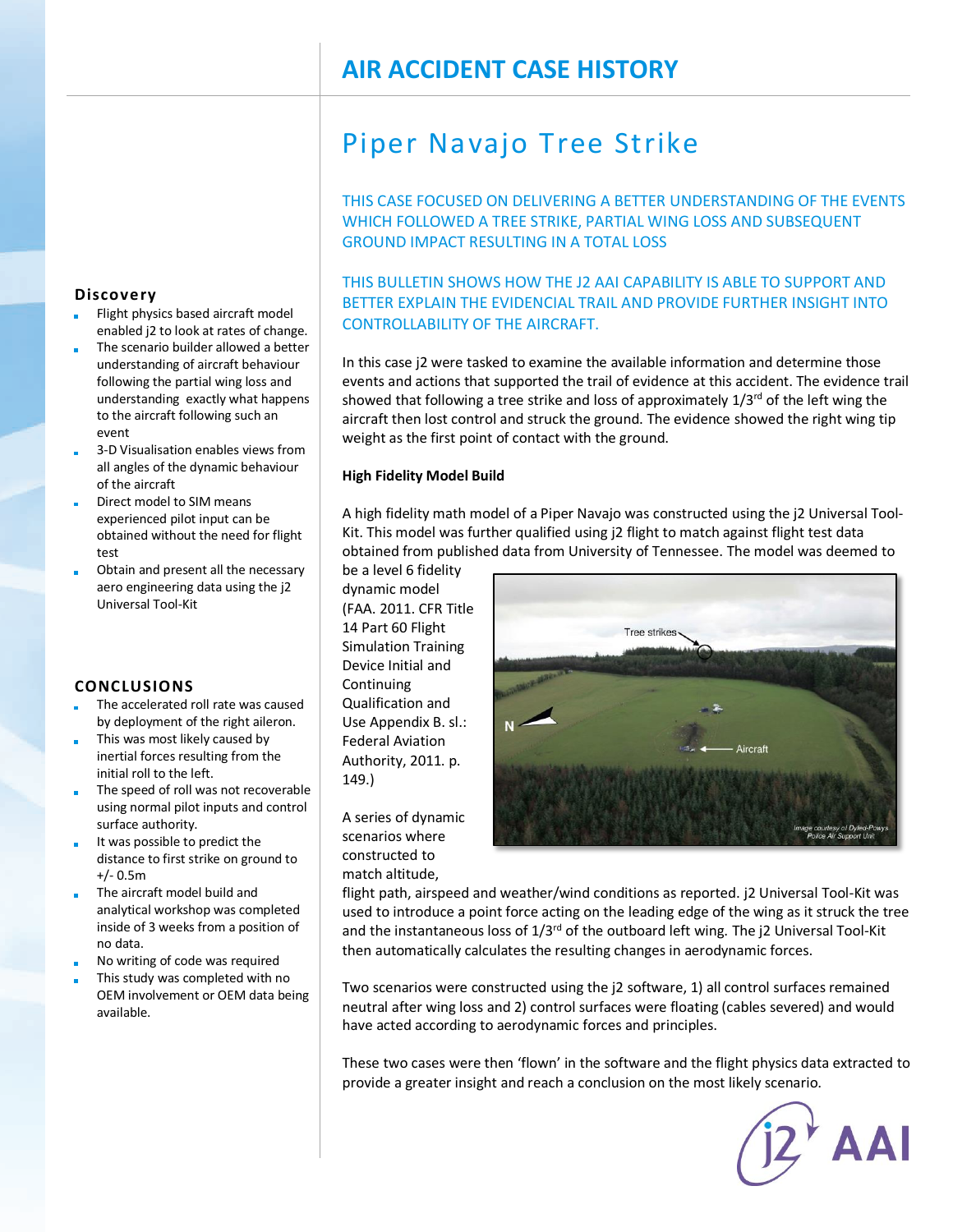# AIR ACCIDENT CASE HISTORY

## Piper Navajo Tree Strike

THIS CASE FOCUSED ON DELIVERING A BETTER UNDERSTANDING OF THE EVENTS WHICH FOLLOWED A TREE STRIKE, PARTIAL WING LOSS AND SUBSEQUENT GROUND IMPACT RESULTING IN A TOTAL LOSS

THIS BULLETIN SHOWS HOW THE J2 AAI CAPABILITY IS ABLE TO SUPPORT AND BETTER EXPLAIN THE EVIDENCIAL TRAIL AND PROVIDE FURTHER INSIGHT INTO CONTROLLABILITY OF THE AIRCRAFT.

In this case j2 were tasked to examine the available information and determine those events and actions that supported the trail of evidence at this accident. The evidence trail showed that following a tree strike and loss of approximately 1/3rd of the left wing the aircraft then lost control and struck the ground. The evidence showed the right wing tip weight as the first point of contact with the ground.

**High Fidelity Model Build**

A high fidelity math model of a Piper Navajo was constructed using the j2 Universal Tool-Kit. This model was further qualified using j2 flight to match against flight test data obtained from published data from University of Tennessee. The model was deemed to be a level 6 fidelity dynamic model (FAA. 2011. CFR Title 14 Part 60 Flight Simulation Training Device Initial and Continuing Qualification and Use Appendix B. sl.: Federal Aviation Authority, 2011. p. 149.)

Tree strikes

N

Aircraft

*Image courtesy of Dyfed-Powys Police Air Support Unit*

A series of dynamic scenarios where constructed to match altitude, flight path, airspeed and weather/wind conditions as reported. j2 Universal Tool-Kit was used to introduce a point force acting on the leading edge of the wing as it struck the tree and the instantaneous loss of 1/3rd of the outboard left wing. The j2 Universal Tool-Kit then automatically calculates the resulting changes in aerodynamic forces.

Two scenarios were constructed using the j2 software, 1) all control surfaces remained neutral after wing loss and 2) control surfaces were floating (cables severed) and would have acted according to aerodynamic forces and principles.

These two cases were then 'flown' in the software and the flight physics data extracted to provide a greater insight and reach a conclusion on the most likely scenario.

### Discovery

- Flight physics based aircraft model enabled j2 to look at rates of change.
- The scenario builder allowed a better understanding of aircraft behaviour following the partial wing loss and understanding exactly what happens to the aircraft following such an event
- 3-D Visualisation enables views from all angles of the dynamic behaviour of the aircraft
- Direct model to SIM means experienced pilot input can be obtained without the need for flight test
- Obtain and present all the necessary aero engineering data using the j2 Universal Tool-Kit

### CONCLUSIONS

- The accelerated roll rate was caused by deployment of the right aileron.
- This was most likely caused by inertial forces resulting from the initial roll to the left.
- The speed of roll was not recoverable using normal pilot inputs and control surface authority.
- It was possible to predict the distance to first strike on ground to +/- 0.5m
- The aircraft model build and analytical workshop was completed inside of 3 weeks from a position of no data.
- No writing of code was required
- This study was completed with no OEM involvement or OEM data being available.

j2 AAI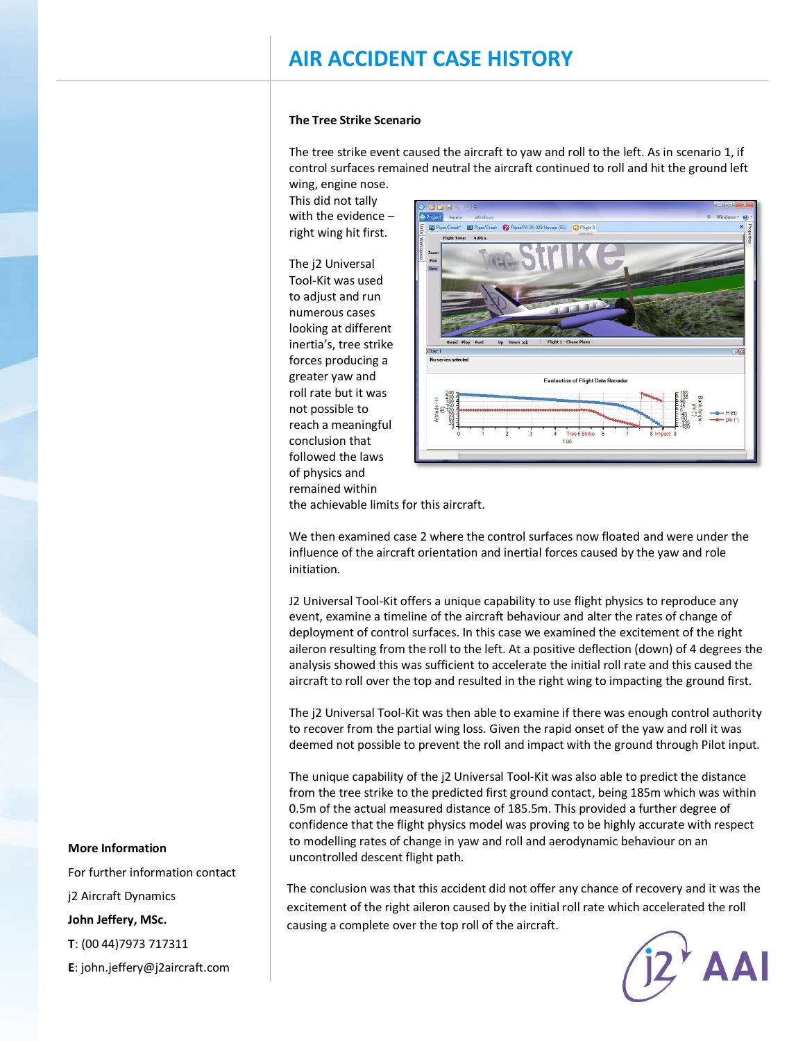# AIR ACCIDENT CASE HISTORY

**The Tree Strike Scenario**

The tree strike event caused the aircraft to yaw and roll to the left. As in scenario 1, if control surfaces remained neutral the aircraft continued to roll and hit the ground left wing, engine nose. This did not tally with the evidence – right wing hit first.

The j2 Universal Tool-Kit was used to adjust and run numerous cases looking at different inertia's, tree strike forces producing a greater yaw and roll rate but it was not possible to reach a meaningful conclusion that followed the laws of physics and remained within the achievable limits for this aircraft.

Tree Strike

Evaluation of Flight Data Recorder

Altitude - H (ft)

Bank Angle - phi (°)

H (ft)

phi (°)

Tree Strike

Impact

t (s)

We then examined case 2 where the control surfaces now floated and were under the influence of the aircraft orientation and inertial forces caused by the yaw and role initiation.

J2 Universal Tool-Kit offers a unique capability to use flight physics to reproduce any event, examine a timeline of the aircraft behaviour and alter the rates of change of deployment of control surfaces. In this case we examined the excitement of the right aileron resulting from the roll to the left. At a positive deflection (down) of 4 degrees the analysis showed this was sufficient to accelerate the initial roll rate and this caused the aircraft to roll over the top and resulted in the right wing to impacting the ground first.

The j2 Universal Tool-Kit was then able to examine if there was enough control authority to recover from the partial wing loss. Given the rapid onset of the yaw and roll it was deemed not possible to prevent the roll and impact with the ground through Pilot input.

The unique capability of the j2 Universal Tool-Kit was also able to predict the distance from the tree strike to the predicted first ground contact, being 185m which was within 0.5m of the actual measured distance of 185.5m. This provided a further degree of confidence that the flight physics model was proving to be highly accurate with respect to modelling rates of change in yaw and roll and aerodynamic behaviour on an uncontrolled descent flight path.

The conclusion was that this accident did not offer any chance of recovery and it was the excitement of the right aileron caused by the initial roll rate which accelerated the roll causing a complete over the top roll of the aircraft.

**More Information**

For further information contact

j2 Aircraft Dynamics

**John Jeffery, MSc.**

**T**: (00 44)7973 717311

**E**: john.jeffery@j2aircraft.com

j2 AAI